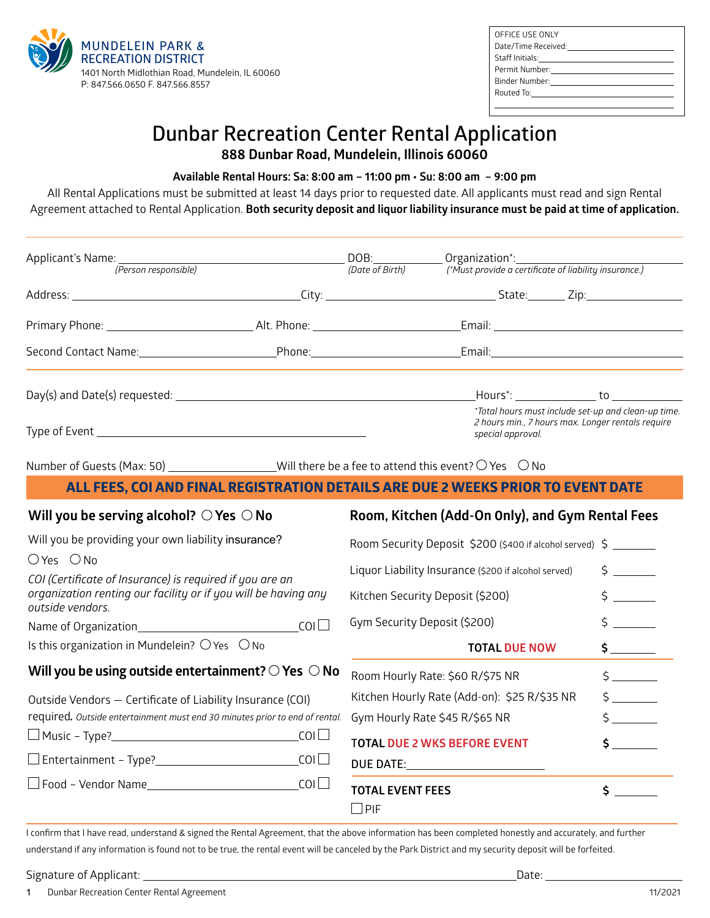MUNDELEIN PARK & RECREATION DISTRICT
1401 North Midlothian Road, Mundelein, IL 60060
P: 847.566.0650 F. 847.566.8557

OFFICE USE ONLY
Date/Time Received: ____________
Staff Initials: ____________
Permit Number: ____________
Binder Number: ____________
Routed To: ____________

# Dunbar Recreation Center Rental Application

## 888 Dunbar Road, Mundelein, Illinois 60060

**Available Rental Hours: Sa: 8:00 am – 11:00 pm • Su: 8:00 am – 9:00 pm**

All Rental Applications must be submitted at least 14 days prior to requested date. All applicants must read and sign Rental Agreement attached to Rental Application. **Both security deposit and liquor liability insurance must be paid at time of application.**

Applicant's Name: ____________ *(Person responsible)* DOB: ____________ *(Date of Birth)* Organization*: ____________ *(*Must provide a certificate of liability insurance.)*

Address: ____________ City: ____________ State: ______ Zip: ______

Primary Phone: ____________ Alt. Phone: ____________ Email: ____________

Second Contact Name: ____________ Phone: ____________ Email: ____________

Day(s) and Date(s) requested: ____________ Hours*: ________ to ________

*\*Total hours must include set-up and clean-up time. 2 hours min., 7 hours max. Longer rentals require special approval.*

Type of Event ____________

Number of Guests (Max: 50) ____________ Will there be a fee to attend this event? ○ Yes ○ No

**ALL FEES, COI AND FINAL REGISTRATION DETAILS ARE DUE 2 WEEKS PRIOR TO EVENT DATE**

### Will you be serving alcohol? ○ Yes ○ No

Will you be providing your own liability insurance?
○ Yes ○ No

*COI (Certificate of Insurance) is required if you are an organization renting our facility or if you will be having any outside vendors.*

Name of Organization ____________ COI ☐

Is this organization in Mundelein? ○ Yes ○ No

### Will you be using outside entertainment? ○ Yes ○ No

Outside Vendors — Certificate of Liability Insurance (COI) required. *Outside entertainment must end 30 minutes prior to end of rental.*

☐ Music – Type? ____________ COI ☐

☐ Entertainment – Type? ____________ COI ☐

☐ Food – Vendor Name ____________ COI ☐

### Room, Kitchen (Add-On Only), and Gym Rental Fees

| Item | Amount |
|---|---|
| Room Security Deposit $200 ($400 if alcohol served) | $ ______ |
| Liquor Liability Insurance ($200 if alcohol served) | $ ______ |
| Kitchen Security Deposit ($200) | $ ______ |
| Gym Security Deposit ($200) | $ ______ |
| **TOTAL DUE NOW** | **$ ______** |
| Room Hourly Rate: $60 R/$75 NR | $ ______ |
| Kitchen Hourly Rate (Add-on): $25 R/$35 NR | $ ______ |
| Gym Hourly Rate $45 R/$65 NR | $ ______ |
| **TOTAL DUE 2 WKS BEFORE EVENT** | **$ ______** |
| DUE DATE: ____________ | |
| **TOTAL EVENT FEES** | **$ ______** |

☐ PIF

I confirm that I have read, understand & signed the Rental Agreement, that the above information has been completed honestly and accurately, and further understand if any information is found not to be true, the rental event will be canceled by the Park District and my security deposit will be forfeited.

Signature of Applicant: ____________ Date: ____________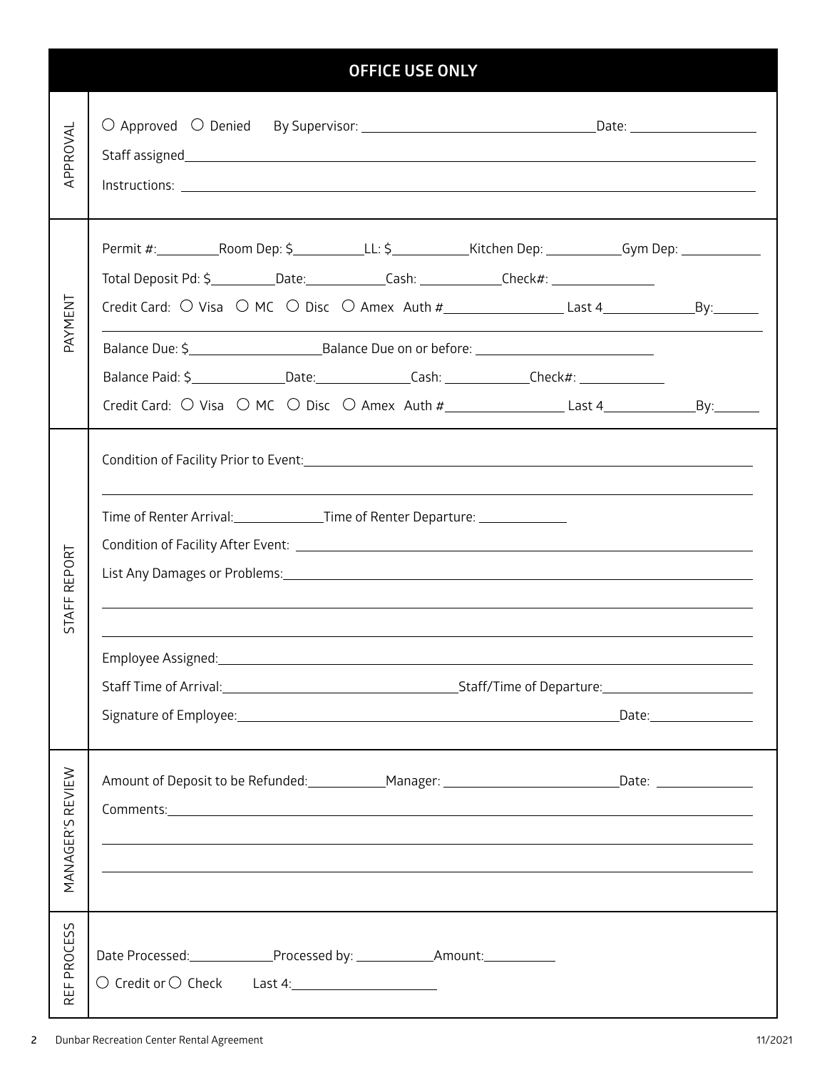## OFFICE USE ONLY

### APPROVAL

○ Approved ○ Denied By Supervisor: ______________________________ Date: ________________

Staff assigned ____________________________________________________________________

Instructions: ______________________________________________________________________

### PAYMENT

Permit #: __________ Room Dep: $ __________ LL: $ __________ Kitchen Dep: __________ Gym Dep: __________

Total Deposit Pd: $ __________ Date: __________ Cash: __________ Check#: ______________

Credit Card: ○ Visa ○ MC ○ Disc ○ Amex Auth # ______________ Last 4 ____________ By: ______

Balance Due: $ __________________ Balance Due on or before: ______________________

Balance Paid: $ ____________ Date: ____________ Cash: ___________ Check#: ___________

Credit Card: ○ Visa ○ MC ○ Disc ○ Amex Auth # ______________ Last 4 ____________ By: ______

### STAFF REPORT

Condition of Facility Prior to Event: ________________________________________________

____________________________________________________________________________

Time of Renter Arrival: ____________ Time of Renter Departure: ____________

Condition of Facility After Event: ___________________________________________________

List Any Damages or Problems: _____________________________________________________

____________________________________________________________________________

____________________________________________________________________________

Employee Assigned: _______________________________________________________________

Staff Time of Arrival: ____________________________ Staff/Time of Departure: ____________________

Signature of Employee: ___________________________________________________ Date: ______________

### MANAGER'S REVIEW

Amount of Deposit to be Refunded: __________ Manager: ______________________ Date: ____________

Comments: _______________________________________________________________________

____________________________________________________________________________

____________________________________________________________________________

### REF PROCESS

Date Processed: ____________ Processed by: ___________ Amount: __________

○ Credit or ○ Check Last 4: ___________________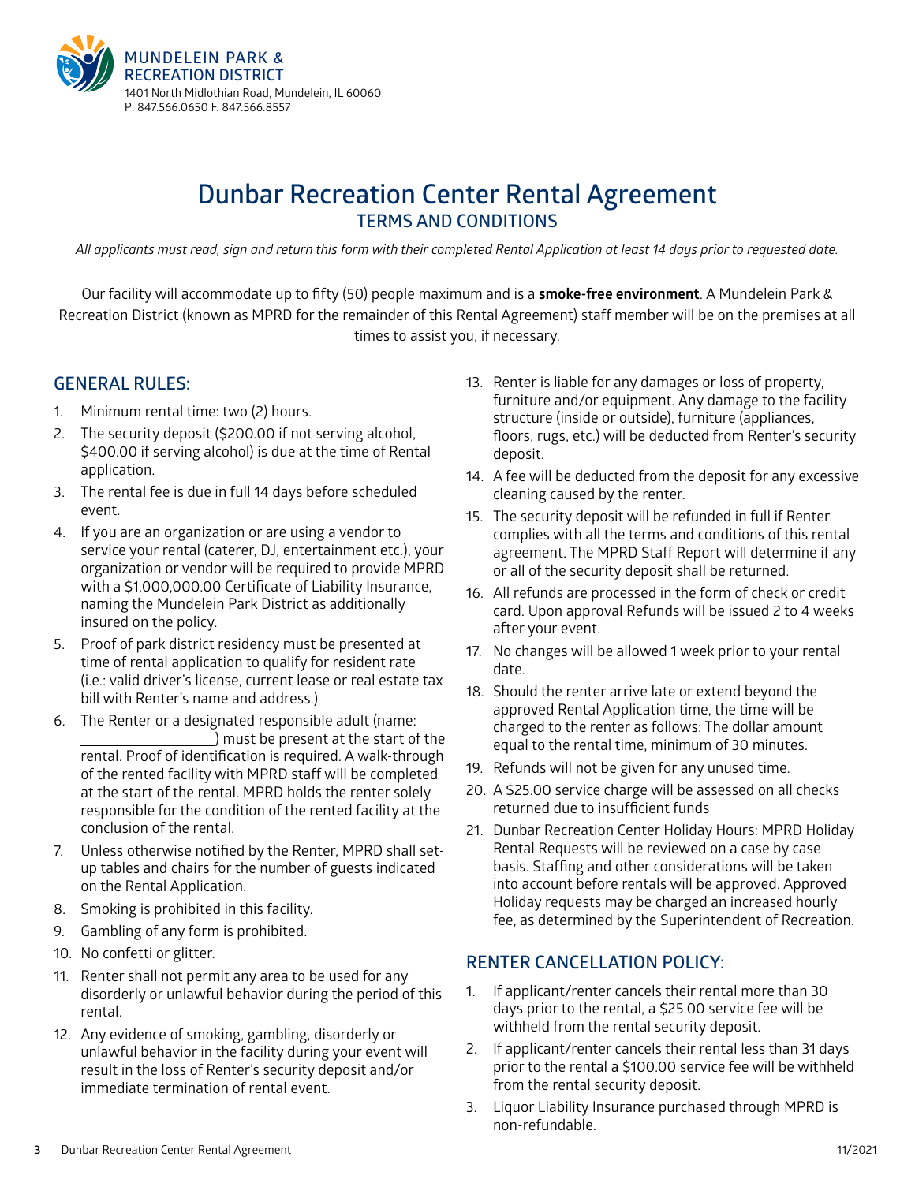MUNDELEIN PARK & RECREATION DISTRICT
1401 North Midlothian Road, Mundelein, IL 60060
P: 847.566.0650 F. 847.566.8557

# Dunbar Recreation Center Rental Agreement

## TERMS AND CONDITIONS

*All applicants must read, sign and return this form with their completed Rental Application at least 14 days prior to requested date.*

Our facility will accommodate up to fifty (50) people maximum and is a **smoke-free environment**. A Mundelein Park & Recreation District (known as MPRD for the remainder of this Rental Agreement) staff member will be on the premises at all times to assist you, if necessary.

### GENERAL RULES:

1. Minimum rental time: two (2) hours.
2. The security deposit ($200.00 if not serving alcohol, $400.00 if serving alcohol) is due at the time of Rental application.
3. The rental fee is due in full 14 days before scheduled event.
4. If you are an organization or are using a vendor to service your rental (caterer, DJ, entertainment etc.), your organization or vendor will be required to provide MPRD with a $1,000,000.00 Certificate of Liability Insurance, naming the Mundelein Park District as additionally insured on the policy.
5. Proof of park district residency must be presented at time of rental application to qualify for resident rate (i.e.: valid driver's license, current lease or real estate tax bill with Renter's name and address.)
6. The Renter or a designated responsible adult (name: ________________) must be present at the start of the rental. Proof of identification is required. A walk-through of the rented facility with MPRD staff will be completed at the start of the rental. MPRD holds the renter solely responsible for the condition of the rented facility at the conclusion of the rental.
7. Unless otherwise notified by the Renter, MPRD shall set-up tables and chairs for the number of guests indicated on the Rental Application.
8. Smoking is prohibited in this facility.
9. Gambling of any form is prohibited.
10. No confetti or glitter.
11. Renter shall not permit any area to be used for any disorderly or unlawful behavior during the period of this rental.
12. Any evidence of smoking, gambling, disorderly or unlawful behavior in the facility during your event will result in the loss of Renter's security deposit and/or immediate termination of rental event.
13. Renter is liable for any damages or loss of property, furniture and/or equipment. Any damage to the facility structure (inside or outside), furniture (appliances, floors, rugs, etc.) will be deducted from Renter's security deposit.
14. A fee will be deducted from the deposit for any excessive cleaning caused by the renter.
15. The security deposit will be refunded in full if Renter complies with all the terms and conditions of this rental agreement. The MPRD Staff Report will determine if any or all of the security deposit shall be returned.
16. All refunds are processed in the form of check or credit card. Upon approval Refunds will be issued 2 to 4 weeks after your event.
17. No changes will be allowed 1 week prior to your rental date.
18. Should the renter arrive late or extend beyond the approved Rental Application time, the time will be charged to the renter as follows: The dollar amount equal to the rental time, minimum of 30 minutes.
19. Refunds will not be given for any unused time.
20. A $25.00 service charge will be assessed on all checks returned due to insufficient funds
21. Dunbar Recreation Center Holiday Hours: MPRD Holiday Rental Requests will be reviewed on a case by case basis. Staffing and other considerations will be taken into account before rentals will be approved. Approved Holiday requests may be charged an increased hourly fee, as determined by the Superintendent of Recreation.

### RENTER CANCELLATION POLICY:

1. If applicant/renter cancels their rental more than 30 days prior to the rental, a $25.00 service fee will be withheld from the rental security deposit.
2. If applicant/renter cancels their rental less than 31 days prior to the rental a $100.00 service fee will be withheld from the rental security deposit.
3. Liquor Liability Insurance purchased through MPRD is non-refundable.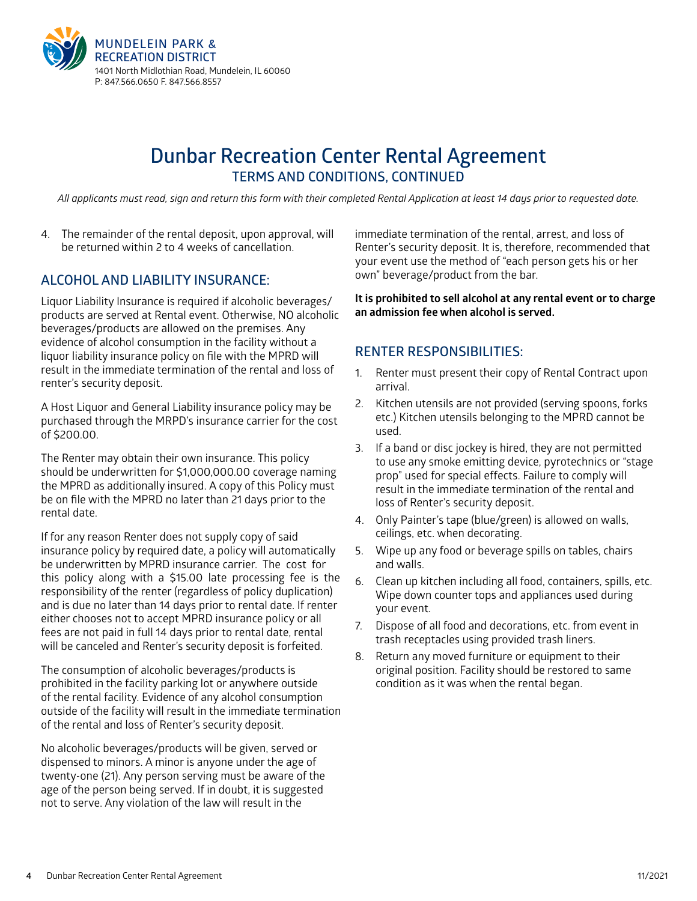MUNDELEIN PARK & RECREATION DISTRICT
1401 North Midlothian Road, Mundelein, IL 60060
P: 847.566.0650 F. 847.566.8557

# Dunbar Recreation Center Rental Agreement

## TERMS AND CONDITIONS, CONTINUED

*All applicants must read, sign and return this form with their completed Rental Application at least 14 days prior to requested date.*

4. The remainder of the rental deposit, upon approval, will be returned within 2 to 4 weeks of cancellation.

## ALCOHOL AND LIABILITY INSURANCE:

Liquor Liability Insurance is required if alcoholic beverages/products are served at Rental event. Otherwise, NO alcoholic beverages/products are allowed on the premises. Any evidence of alcohol consumption in the facility without a liquor liability insurance policy on file with the MPRD will result in the immediate termination of the rental and loss of renter's security deposit.

A Host Liquor and General Liability insurance policy may be purchased through the MRPD's insurance carrier for the cost of $200.00.

The Renter may obtain their own insurance. This policy should be underwritten for $1,000,000.00 coverage naming the MPRD as additionally insured. A copy of this Policy must be on file with the MPRD no later than 21 days prior to the rental date.

If for any reason Renter does not supply copy of said insurance policy by required date, a policy will automatically be underwritten by MPRD insurance carrier. The cost for this policy along with a $15.00 late processing fee is the responsibility of the renter (regardless of policy duplication) and is due no later than 14 days prior to rental date. If renter either chooses not to accept MPRD insurance policy or all fees are not paid in full 14 days prior to rental date, rental will be canceled and Renter's security deposit is forfeited.

The consumption of alcoholic beverages/products is prohibited in the facility parking lot or anywhere outside of the rental facility. Evidence of any alcohol consumption outside of the facility will result in the immediate termination of the rental and loss of Renter's security deposit.

No alcoholic beverages/products will be given, served or dispensed to minors. A minor is anyone under the age of twenty-one (21). Any person serving must be aware of the age of the person being served. If in doubt, it is suggested not to serve. Any violation of the law will result in the immediate termination of the rental, arrest, and loss of Renter's security deposit. It is, therefore, recommended that your event use the method of "each person gets his or her own" beverage/product from the bar.

**It is prohibited to sell alcohol at any rental event or to charge an admission fee when alcohol is served.**

## RENTER RESPONSIBILITIES:

1. Renter must present their copy of Rental Contract upon arrival.
2. Kitchen utensils are not provided (serving spoons, forks etc.) Kitchen utensils belonging to the MPRD cannot be used.
3. If a band or disc jockey is hired, they are not permitted to use any smoke emitting device, pyrotechnics or "stage prop" used for special effects. Failure to comply will result in the immediate termination of the rental and loss of Renter's security deposit.
4. Only Painter's tape (blue/green) is allowed on walls, ceilings, etc. when decorating.
5. Wipe up any food or beverage spills on tables, chairs and walls.
6. Clean up kitchen including all food, containers, spills, etc. Wipe down counter tops and appliances used during your event.
7. Dispose of all food and decorations, etc. from event in trash receptacles using provided trash liners.
8. Return any moved furniture or equipment to their original position. Facility should be restored to same condition as it was when the rental began.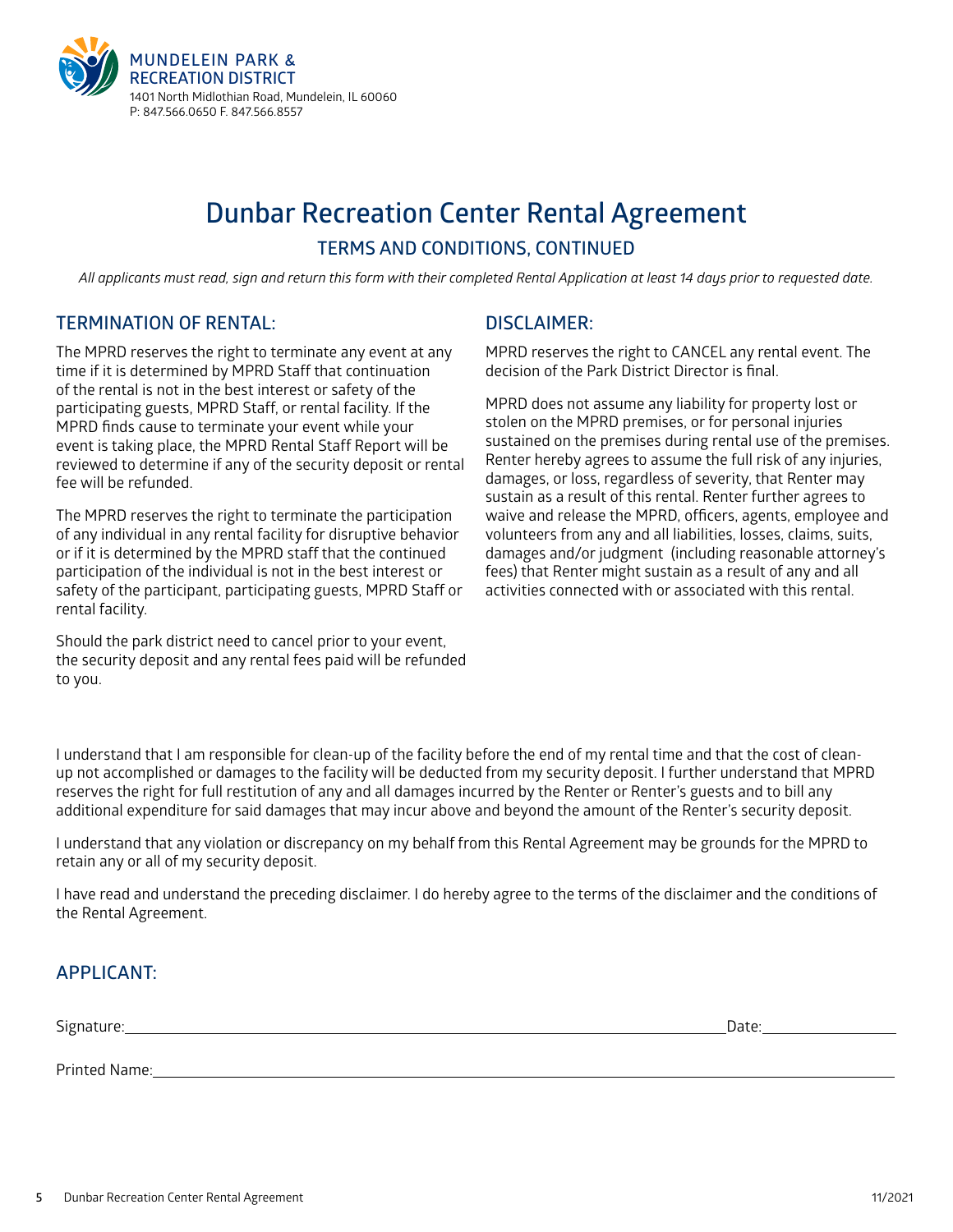MUNDELEIN PARK & RECREATION DISTRICT
1401 North Midlothian Road, Mundelein, IL 60060
P: 847.566.0650 F. 847.566.8557

# Dunbar Recreation Center Rental Agreement

## TERMS AND CONDITIONS, CONTINUED

*All applicants must read, sign and return this form with their completed Rental Application at least 14 days prior to requested date.*

### TERMINATION OF RENTAL:

The MPRD reserves the right to terminate any event at any time if it is determined by MPRD Staff that continuation of the rental is not in the best interest or safety of the participating guests, MPRD Staff, or rental facility. If the MPRD finds cause to terminate your event while your event is taking place, the MPRD Rental Staff Report will be reviewed to determine if any of the security deposit or rental fee will be refunded.

The MPRD reserves the right to terminate the participation of any individual in any rental facility for disruptive behavior or if it is determined by the MPRD staff that the continued participation of the individual is not in the best interest or safety of the participant, participating guests, MPRD Staff or rental facility.

Should the park district need to cancel prior to your event, the security deposit and any rental fees paid will be refunded to you.

### DISCLAIMER:

MPRD reserves the right to CANCEL any rental event. The decision of the Park District Director is final.

MPRD does not assume any liability for property lost or stolen on the MPRD premises, or for personal injuries sustained on the premises during rental use of the premises. Renter hereby agrees to assume the full risk of any injuries, damages, or loss, regardless of severity, that Renter may sustain as a result of this rental. Renter further agrees to waive and release the MPRD, officers, agents, employee and volunteers from any and all liabilities, losses, claims, suits, damages and/or judgment (including reasonable attorney's fees) that Renter might sustain as a result of any and all activities connected with or associated with this rental.

I understand that I am responsible for clean-up of the facility before the end of my rental time and that the cost of clean-up not accomplished or damages to the facility will be deducted from my security deposit. I further understand that MPRD reserves the right for full restitution of any and all damages incurred by the Renter or Renter's guests and to bill any additional expenditure for said damages that may incur above and beyond the amount of the Renter's security deposit.

I understand that any violation or discrepancy on my behalf from this Rental Agreement may be grounds for the MPRD to retain any or all of my security deposit.

I have read and understand the preceding disclaimer. I do hereby agree to the terms of the disclaimer and the conditions of the Rental Agreement.

### APPLICANT:

Signature:\_\_\_\_\_\_\_\_\_\_\_\_\_\_\_\_\_\_\_\_\_\_\_\_\_\_\_\_\_\_\_\_\_\_\_\_ Date:\_\_\_\_\_\_\_\_\_\_\_\_

Printed Name:\_\_\_\_\_\_\_\_\_\_\_\_\_\_\_\_\_\_\_\_\_\_\_\_\_\_\_\_\_\_\_\_\_\_\_\_

11/2021